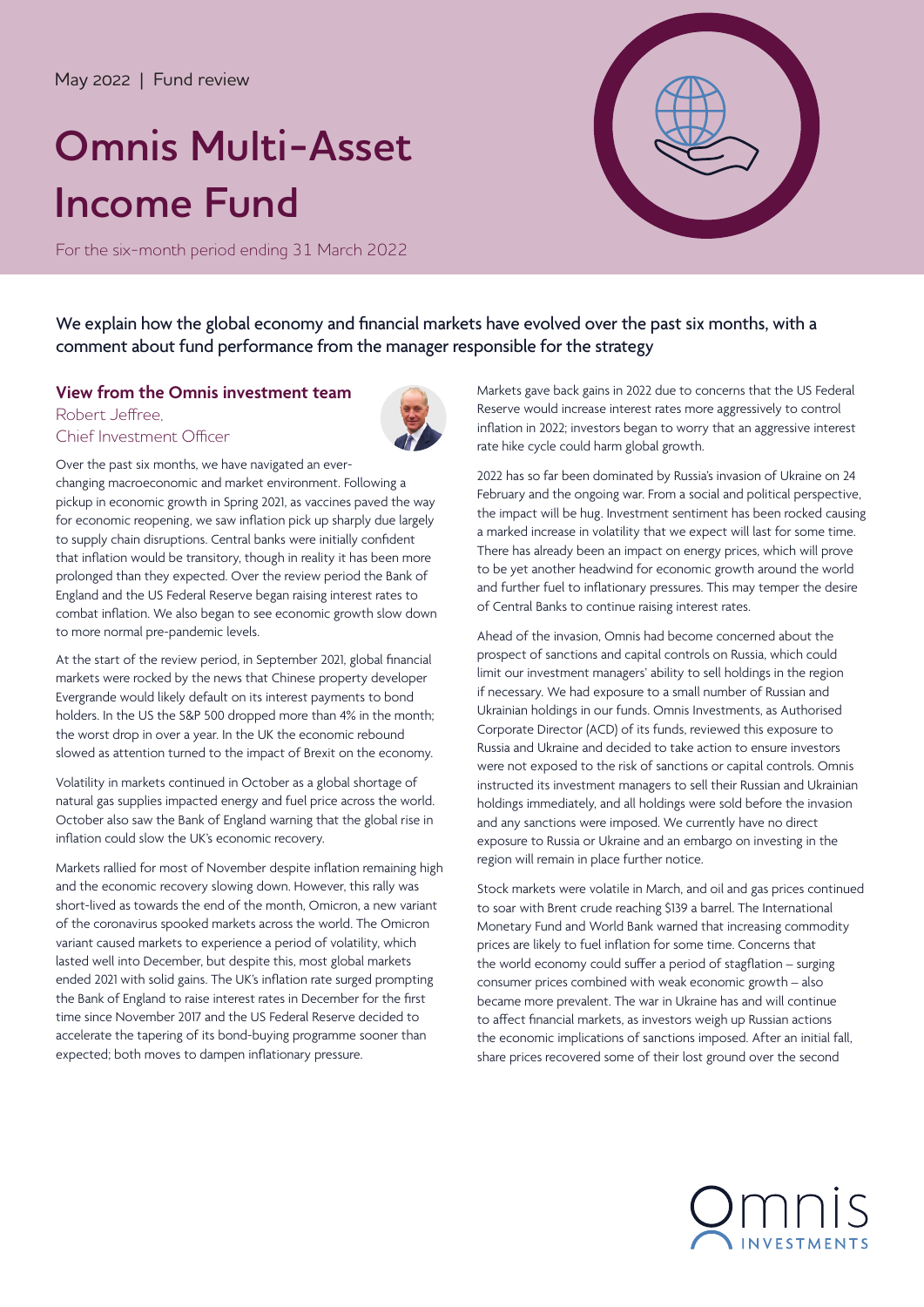May 2022 | Fund review

# Omnis Multi-Asset Income Fund

For the six-month period ending 31 March 2022

We explain how the global economy and financial markets have evolved over the past six months, with a comment about fund performance from the manager responsible for the strategy

## View from the Omnis investment team

Robert Jeffree,
Chief Investment Officer

Over the past six months, we have navigated an ever-changing macroeconomic and market environment. Following a pickup in economic growth in Spring 2021, as vaccines paved the way for economic reopening, we saw inflation pick up sharply due largely to supply chain disruptions. Central banks were initially confident that inflation would be transitory, though in reality it has been more prolonged than they expected. Over the review period the Bank of England and the US Federal Reserve began raising interest rates to combat inflation. We also began to see economic growth slow down to more normal pre-pandemic levels.

At the start of the review period, in September 2021, global financial markets were rocked by the news that Chinese property developer Evergrande would likely default on its interest payments to bond holders. In the US the S&P 500 dropped more than 4% in the month; the worst drop in over a year. In the UK the economic rebound slowed as attention turned to the impact of Brexit on the economy.

Volatility in markets continued in October as a global shortage of natural gas supplies impacted energy and fuel price across the world. October also saw the Bank of England warning that the global rise in inflation could slow the UK's economic recovery.

Markets rallied for most of November despite inflation remaining high and the economic recovery slowing down. However, this rally was short-lived as towards the end of the month, Omicron, a new variant of the coronavirus spooked markets across the world. The Omicron variant caused markets to experience a period of volatility, which lasted well into December, but despite this, most global markets ended 2021 with solid gains. The UK's inflation rate surged prompting the Bank of England to raise interest rates in December for the first time since November 2017 and the US Federal Reserve decided to accelerate the tapering of its bond-buying programme sooner than expected; both moves to dampen inflationary pressure.

Markets gave back gains in 2022 due to concerns that the US Federal Reserve would increase interest rates more aggressively to control inflation in 2022; investors began to worry that an aggressive interest rate hike cycle could harm global growth.

2022 has so far been dominated by Russia's invasion of Ukraine on 24 February and the ongoing war. From a social and political perspective, the impact will be hug. Investment sentiment has been rocked causing a marked increase in volatility that we expect will last for some time. There has already been an impact on energy prices, which will prove to be yet another headwind for economic growth around the world and further fuel to inflationary pressures. This may temper the desire of Central Banks to continue raising interest rates.

Ahead of the invasion, Omnis had become concerned about the prospect of sanctions and capital controls on Russia, which could limit our investment managers' ability to sell holdings in the region if necessary. We had exposure to a small number of Russian and Ukrainian holdings in our funds. Omnis Investments, as Authorised Corporate Director (ACD) of its funds, reviewed this exposure to Russia and Ukraine and decided to take action to ensure investors were not exposed to the risk of sanctions or capital controls. Omnis instructed its investment managers to sell their Russian and Ukrainian holdings immediately, and all holdings were sold before the invasion and any sanctions were imposed. We currently have no direct exposure to Russia or Ukraine and an embargo on investing in the region will remain in place further notice.

Stock markets were volatile in March, and oil and gas prices continued to soar with Brent crude reaching $139 a barrel. The International Monetary Fund and World Bank warned that increasing commodity prices are likely to fuel inflation for some time. Concerns that the world economy could suffer a period of stagflation – surging consumer prices combined with weak economic growth – also became more prevalent. The war in Ukraine has and will continue to affect financial markets, as investors weigh up Russian actions the economic implications of sanctions imposed. After an initial fall, share prices recovered some of their lost ground over the second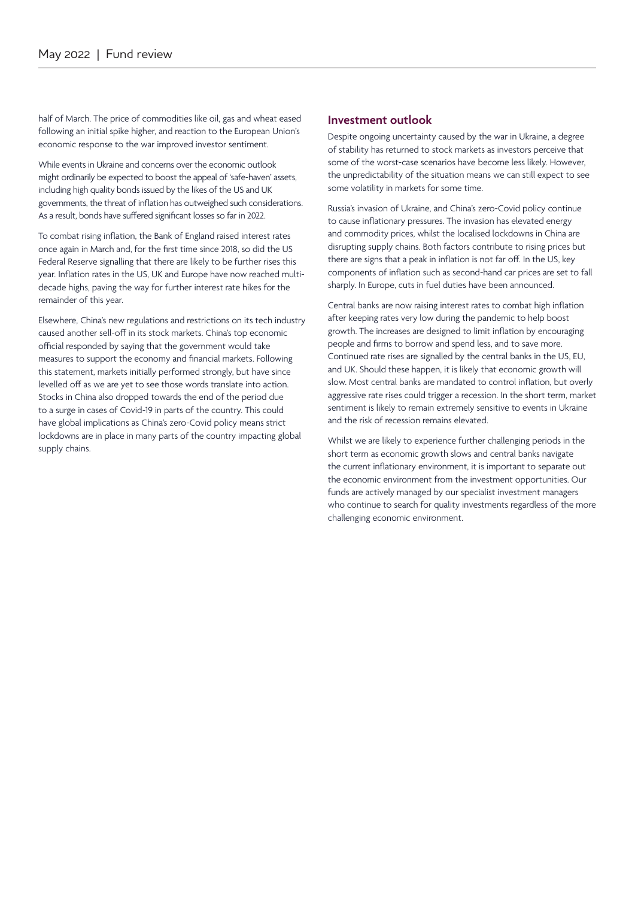half of March. The price of commodities like oil, gas and wheat eased following an initial spike higher, and reaction to the European Union's economic response to the war improved investor sentiment.

While events in Ukraine and concerns over the economic outlook might ordinarily be expected to boost the appeal of 'safe-haven' assets, including high quality bonds issued by the likes of the US and UK governments, the threat of inflation has outweighed such considerations. As a result, bonds have suffered significant losses so far in 2022.

To combat rising inflation, the Bank of England raised interest rates once again in March and, for the first time since 2018, so did the US Federal Reserve signalling that there are likely to be further rises this year. Inflation rates in the US, UK and Europe have now reached multi-decade highs, paving the way for further interest rate hikes for the remainder of this year.

Elsewhere, China's new regulations and restrictions on its tech industry caused another sell-off in its stock markets. China's top economic official responded by saying that the government would take measures to support the economy and financial markets. Following this statement, markets initially performed strongly, but have since levelled off as we are yet to see those words translate into action. Stocks in China also dropped towards the end of the period due to a surge in cases of Covid-19 in parts of the country. This could have global implications as China's zero-Covid policy means strict lockdowns are in place in many parts of the country impacting global supply chains.

## Investment outlook

Despite ongoing uncertainty caused by the war in Ukraine, a degree of stability has returned to stock markets as investors perceive that some of the worst-case scenarios have become less likely. However, the unpredictability of the situation means we can still expect to see some volatility in markets for some time.

Russia's invasion of Ukraine, and China's zero-Covid policy continue to cause inflationary pressures. The invasion has elevated energy and commodity prices, whilst the localised lockdowns in China are disrupting supply chains. Both factors contribute to rising prices but there are signs that a peak in inflation is not far off. In the US, key components of inflation such as second-hand car prices are set to fall sharply. In Europe, cuts in fuel duties have been announced.

Central banks are now raising interest rates to combat high inflation after keeping rates very low during the pandemic to help boost growth. The increases are designed to limit inflation by encouraging people and firms to borrow and spend less, and to save more. Continued rate rises are signalled by the central banks in the US, EU, and UK. Should these happen, it is likely that economic growth will slow. Most central banks are mandated to control inflation, but overly aggressive rate rises could trigger a recession. In the short term, market sentiment is likely to remain extremely sensitive to events in Ukraine and the risk of recession remains elevated.

Whilst we are likely to experience further challenging periods in the short term as economic growth slows and central banks navigate the current inflationary environment, it is important to separate out the economic environment from the investment opportunities. Our funds are actively managed by our specialist investment managers who continue to search for quality investments regardless of the more challenging economic environment.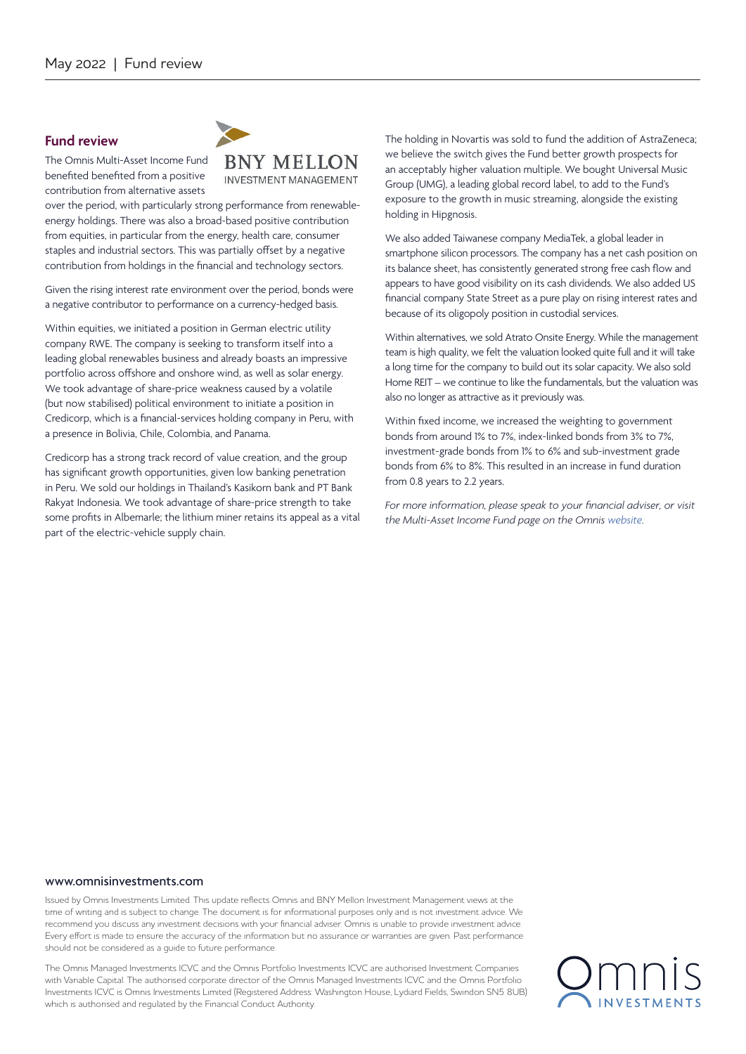## Fund review

The Omnis Multi-Asset Income Fund benefited benefited from a positive contribution from alternative assets over the period, with particularly strong performance from renewable-energy holdings. There was also a broad-based positive contribution from equities, in particular from the energy, health care, consumer staples and industrial sectors. This was partially offset by a negative contribution from holdings in the financial and technology sectors.

Given the rising interest rate environment over the period, bonds were a negative contributor to performance on a currency-hedged basis.

Within equities, we initiated a position in German electric utility company RWE. The company is seeking to transform itself into a leading global renewables business and already boasts an impressive portfolio across offshore and onshore wind, as well as solar energy. We took advantage of share-price weakness caused by a volatile (but now stabilised) political environment to initiate a position in Credicorp, which is a financial-services holding company in Peru, with a presence in Bolivia, Chile, Colombia, and Panama.

Credicorp has a strong track record of value creation, and the group has significant growth opportunities, given low banking penetration in Peru. We sold our holdings in Thailand's Kasikorn bank and PT Bank Rakyat Indonesia. We took advantage of share-price strength to take some profits in Albemarle; the lithium miner retains its appeal as a vital part of the electric-vehicle supply chain.

The holding in Novartis was sold to fund the addition of AstraZeneca; we believe the switch gives the Fund better growth prospects for an acceptably higher valuation multiple. We bought Universal Music Group (UMG), a leading global record label, to add to the Fund's exposure to the growth in music streaming, alongside the existing holding in Hipgnosis.

We also added Taiwanese company MediaTek, a global leader in smartphone silicon processors. The company has a net cash position on its balance sheet, has consistently generated strong free cash flow and appears to have good visibility on its cash dividends. We also added US financial company State Street as a pure play on rising interest rates and because of its oligopoly position in custodial services.

Within alternatives, we sold Atrato Onsite Energy. While the management team is high quality, we felt the valuation looked quite full and it will take a long time for the company to build out its solar capacity. We also sold Home REIT – we continue to like the fundamentals, but the valuation was also no longer as attractive as it previously was.

Within fixed income, we increased the weighting to government bonds from around 1% to 7%, index-linked bonds from 3% to 7%, investment-grade bonds from 1% to 6% and sub-investment grade bonds from 6% to 8%. This resulted in an increase in fund duration from 0.8 years to 2.2 years.

*For more information, please speak to your financial adviser, or visit the Multi-Asset Income Fund page on the Omnis website.*

www.omnisinvestments.com

Issued by Omnis Investments Limited. This update reflects Omnis and BNY Mellon Investment Management views at the time of writing and is subject to change. The document is for informational purposes only and is not investment advice. We recommend you discuss any investment decisions with your financial adviser. Omnis is unable to provide investment advice. Every effort is made to ensure the accuracy of the information but no assurance or warranties are given. Past performance should not be considered as a guide to future performance.

The Omnis Managed Investments ICVC and the Omnis Portfolio Investments ICVC are authorised Investment Companies with Variable Capital. The authorised corporate director of the Omnis Managed Investments ICVC and the Omnis Portfolio Investments ICVC is Omnis Investments Limited (Registered Address: Washington House, Lydiard Fields, Swindon SN5 8UB) which is authorised and regulated by the Financial Conduct Authority.